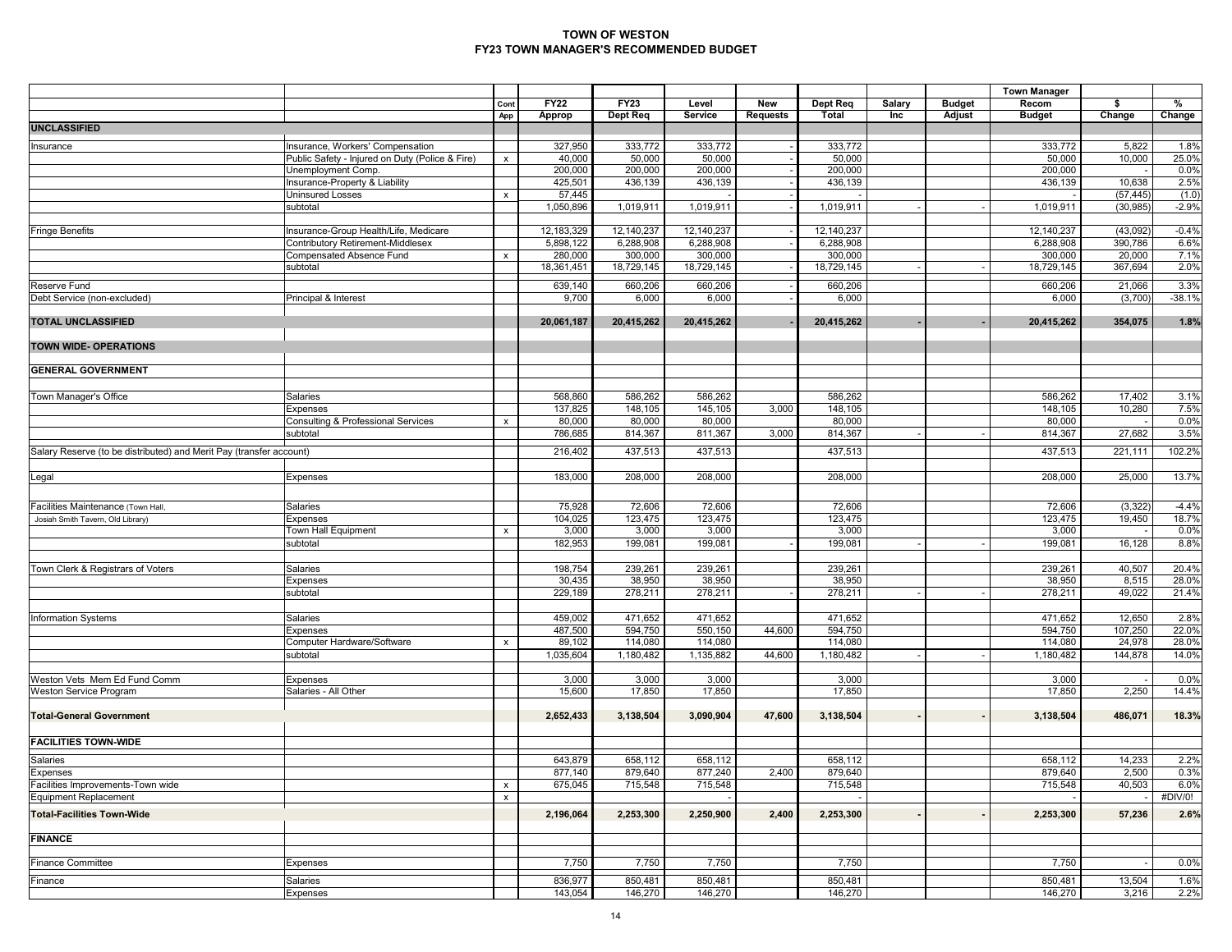# TOWN OF WESTON
## FY23 TOWN MANAGER'S RECOMMENDED BUDGET

| | | Cont App | FY22 Approp | FY23 Dept Req | Level Service | New Requests | Dept Req Total | Salary Inc | Budget Adjust | Town Manager Recom Budget | $ Change | % Change |
|---|---|---|---|---|---|---|---|---|---|---|---|---|
| **UNCLASSIFIED** | | | | | | | | | | | | |
| Insurance | Insurance, Workers' Compensation | | 327,950 | 333,772 | 333,772 | - | 333,772 | | | 333,772 | 5,822 | 1.8% |
| | Public Safety - Injured on Duty (Police & Fire) | x | 40,000 | 50,000 | 50,000 | - | 50,000 | | | 50,000 | 10,000 | 25.0% |
| | Unemployment Comp. | | 200,000 | 200,000 | 200,000 | - | 200,000 | | | 200,000 | - | 0.0% |
| | Insurance-Property & Liability | | 425,501 | 436,139 | 436,139 | - | 436,139 | | | 436,139 | 10,638 | 2.5% |
| | Uninsured Losses | x | 57,445 | | - | - | - | | | - | (57,445) | (1.0) |
| | subtotal | | 1,050,896 | 1,019,911 | 1,019,911 | - | 1,019,911 | - | - | 1,019,911 | (30,985) | -2.9% |
| Fringe Benefits | Insurance-Group Health/Life, Medicare | | 12,183,329 | 12,140,237 | 12,140,237 | - | 12,140,237 | | | 12,140,237 | (43,092) | -0.4% |
| | Contributory Retirement-Middlesex | | 5,898,122 | 6,288,908 | 6,288,908 | - | 6,288,908 | | | 6,288,908 | 390,786 | 6.6% |
| | Compensated Absence Fund | x | 280,000 | 300,000 | 300,000 | | 300,000 | | | 300,000 | 20,000 | 7.1% |
| | subtotal | | 18,361,451 | 18,729,145 | 18,729,145 | - | 18,729,145 | - | - | 18,729,145 | 367,694 | 2.0% |
| Reserve Fund | | | 639,140 | 660,206 | 660,206 | - | 660,206 | | | 660,206 | 21,066 | 3.3% |
| Debt Service (non-excluded) | Principal & Interest | | 9,700 | 6,000 | 6,000 | - | 6,000 | | | 6,000 | (3,700) | -38.1% |
| **TOTAL UNCLASSIFIED** | | | **20,061,187** | **20,415,262** | **20,415,262** | **-** | **20,415,262** | **-** | **-** | **20,415,262** | **354,075** | **1.8%** |
| **TOWN WIDE- OPERATIONS** | | | | | | | | | | | | |
| **GENERAL GOVERNMENT** | | | | | | | | | | | | |
| Town Manager's Office | Salaries | | 568,860 | 586,262 | 586,262 | | 586,262 | | | 586,262 | 17,402 | 3.1% |
| | Expenses | | 137,825 | 148,105 | 145,105 | 3,000 | 148,105 | | | 148,105 | 10,280 | 7.5% |
| | Consulting & Professional Services | x | 80,000 | 80,000 | 80,000 | | 80,000 | | | 80,000 | - | 0.0% |
| | subtotal | | 786,685 | 814,367 | 811,367 | 3,000 | 814,367 | - | - | 814,367 | 27,682 | 3.5% |
| Salary Reserve (to be distributed) and Merit Pay (transfer account) | | | 216,402 | 437,513 | 437,513 | | 437,513 | | | 437,513 | 221,111 | 102.2% |
| Legal | Expenses | | 183,000 | 208,000 | 208,000 | | 208,000 | | | 208,000 | 25,000 | 13.7% |
| Facilities Maintenance (Town Hall, Josiah Smith Tavern, Old Library) | Salaries | | 75,928 | 72,606 | 72,606 | | 72,606 | | | 72,606 | (3,322) | -4.4% |
| | Expenses | | 104,025 | 123,475 | 123,475 | | 123,475 | | | 123,475 | 19,450 | 18.7% |
| | Town Hall Equipment | x | 3,000 | 3,000 | 3,000 | | 3,000 | | | 3,000 | - | 0.0% |
| | subtotal | | 182,953 | 199,081 | 199,081 | - | 199,081 | - | - | 199,081 | 16,128 | 8.8% |
| Town Clerk & Registrars of Voters | Salaries | | 198,754 | 239,261 | 239,261 | | 239,261 | | | 239,261 | 40,507 | 20.4% |
| | Expenses | | 30,435 | 38,950 | 38,950 | | 38,950 | | | 38,950 | 8,515 | 28.0% |
| | subtotal | | 229,189 | 278,211 | 278,211 | - | 278,211 | - | - | 278,211 | 49,022 | 21.4% |
| Information Systems | Salaries | | 459,002 | 471,652 | 471,652 | | 471,652 | | | 471,652 | 12,650 | 2.8% |
| | Expenses | | 487,500 | 594,750 | 550,150 | 44,600 | 594,750 | | | 594,750 | 107,250 | 22.0% |
| | Computer Hardware/Software | x | 89,102 | 114,080 | 114,080 | | 114,080 | | | 114,080 | 24,978 | 28.0% |
| | subtotal | | 1,035,604 | 1,180,482 | 1,135,882 | 44,600 | 1,180,482 | - | - | 1,180,482 | 144,878 | 14.0% |
| Weston Vets Mem Ed Fund Comm | Expenses | | 3,000 | 3,000 | 3,000 | | 3,000 | | | 3,000 | - | 0.0% |
| Weston Service Program | Salaries - All Other | | 15,600 | 17,850 | 17,850 | | 17,850 | | | 17,850 | 2,250 | 14.4% |
| **Total-General Government** | | | **2,652,433** | **3,138,504** | **3,090,904** | **47,600** | **3,138,504** | **-** | **-** | **3,138,504** | **486,071** | **18.3%** |
| **FACILITIES TOWN-WIDE** | | | | | | | | | | | | |
| Salaries | | | 643,879 | 658,112 | 658,112 | | 658,112 | | | 658,112 | 14,233 | 2.2% |
| Expenses | | | 877,140 | 879,640 | 877,240 | 2,400 | 879,640 | | | 879,640 | 2,500 | 0.3% |
| Facilities Improvements-Town wide | | x | 675,045 | 715,548 | 715,548 | | 715,548 | | | 715,548 | 40,503 | 6.0% |
| Equipment Replacement | | x | | | - | | - | | | - | - | #DIV/0! |
| **Total-Facilities Town-Wide** | | | **2,196,064** | **2,253,300** | **2,250,900** | **2,400** | **2,253,300** | **-** | **-** | **2,253,300** | **57,236** | **2.6%** |
| **FINANCE** | | | | | | | | | | | | |
| Finance Committee | Expenses | | 7,750 | 7,750 | 7,750 | | 7,750 | | | 7,750 | - | 0.0% |
| Finance | Salaries | | 836,977 | 850,481 | 850,481 | | 850,481 | | | 850,481 | 13,504 | 1.6% |
| | Expenses | | 143,054 | 146,270 | 146,270 | | 146,270 | | | 146,270 | 3,216 | 2.2% |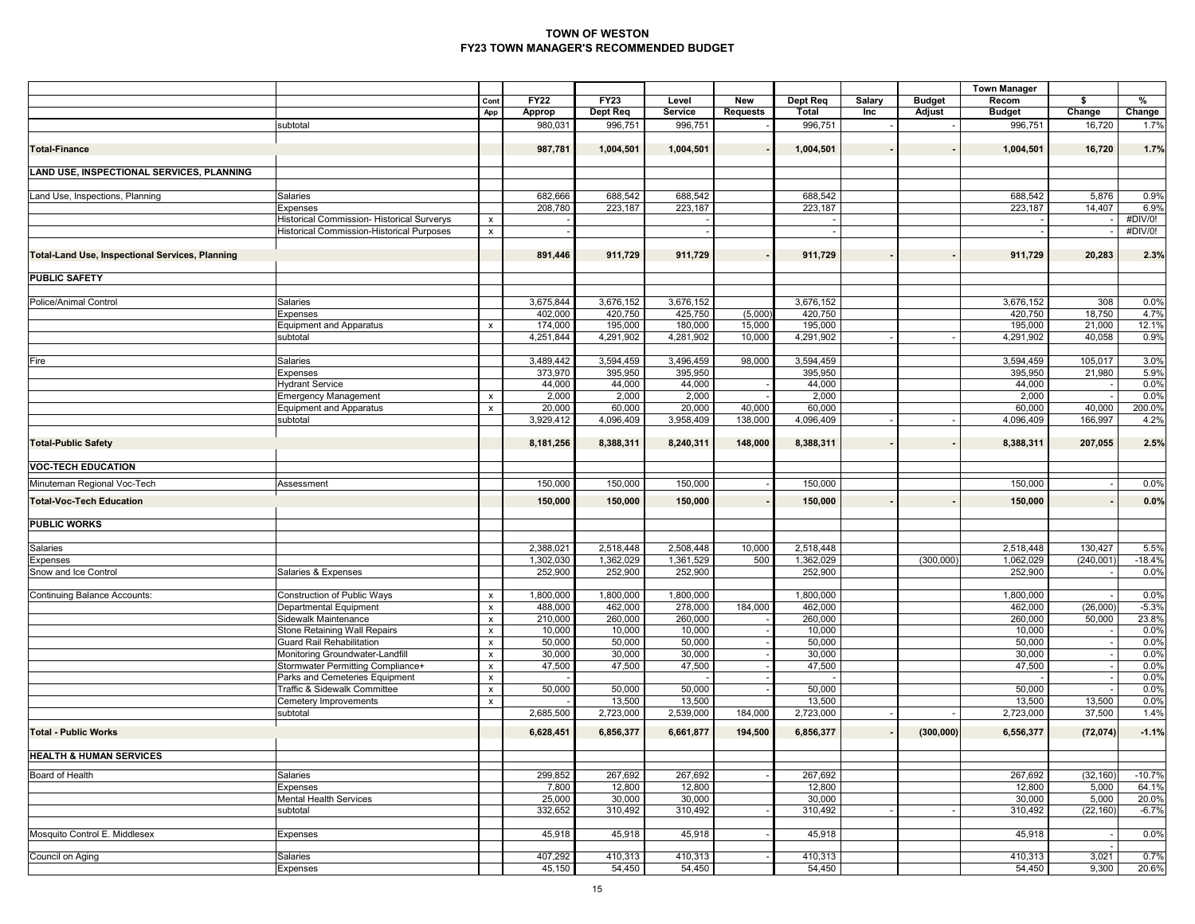# TOWN OF WESTON
## FY23 TOWN MANAGER'S RECOMMENDED BUDGET

| | | Cont App | FY22 Approp | FY23 Dept Req | Level Service | New Requests | Dept Req Total | Salary Inc | Budget Adjust | Town Manager Recom Budget | $ Change | % Change |
|---|---|---|---|---|---|---|---|---|---|---|---|---|
| | subtotal | | 980,031 | 996,751 | 996,751 | - | 996,751 | - | - | 996,751 | 16,720 | 1.7% |
| **Total-Finance** | | | **987,781** | **1,004,501** | **1,004,501** | **-** | **1,004,501** | **-** | **-** | **1,004,501** | **16,720** | **1.7%** |
| **LAND USE, INSPECTIONAL SERVICES, PLANNING** | | | | | | | | | | | | |
| Land Use, Inspections, Planning | Salaries | | 682,666 | 688,542 | 688,542 | | 688,542 | | | 688,542 | 5,876 | 0.9% |
| | Expenses | | 208,780 | 223,187 | 223,187 | | 223,187 | | | 223,187 | 14,407 | 6.9% |
| | Historical Commission- Historical Surverys | x | - | | - | | - | | | - | - | #DIV/0! |
| | Historical Commission-Historical Purposes | x | - | | - | | - | | | - | - | #DIV/0! |
| **Total-Land Use, Inspectional Services, Planning** | | | **891,446** | **911,729** | **911,729** | **-** | **911,729** | **-** | **-** | **911,729** | **20,283** | **2.3%** |
| **PUBLIC SAFETY** | | | | | | | | | | | | |
| Police/Animal Control | Salaries | | 3,675,844 | 3,676,152 | 3,676,152 | | 3,676,152 | | | 3,676,152 | 308 | 0.0% |
| | Expenses | | 402,000 | 420,750 | 425,750 | (5,000) | 420,750 | | | 420,750 | 18,750 | 4.7% |
| | Equipment and Apparatus | x | 174,000 | 195,000 | 180,000 | 15,000 | 195,000 | | | 195,000 | 21,000 | 12.1% |
| | subtotal | | 4,251,844 | 4,291,902 | 4,281,902 | 10,000 | 4,291,902 | - | - | 4,291,902 | 40,058 | 0.9% |
| Fire | Salaries | | 3,489,442 | 3,594,459 | 3,496,459 | 98,000 | 3,594,459 | | | 3,594,459 | 105,017 | 3.0% |
| | Expenses | | 373,970 | 395,950 | 395,950 | | 395,950 | | | 395,950 | 21,980 | 5.9% |
| | Hydrant Service | | 44,000 | 44,000 | 44,000 | - | 44,000 | | | 44,000 | - | 0.0% |
| | Emergency Management | x | 2,000 | 2,000 | 2,000 | - | 2,000 | | | 2,000 | - | 0.0% |
| | Equipment and Apparatus | x | 20,000 | 60,000 | 20,000 | 40,000 | 60,000 | | | 60,000 | 40,000 | 200.0% |
| | subtotal | | 3,929,412 | 4,096,409 | 3,958,409 | 138,000 | 4,096,409 | - | - | 4,096,409 | 166,997 | 4.2% |
| **Total-Public Safety** | | | **8,181,256** | **8,388,311** | **8,240,311** | **148,000** | **8,388,311** | **-** | **-** | **8,388,311** | **207,055** | **2.5%** |
| **VOC-TECH EDUCATION** | | | | | | | | | | | | |
| Minuteman Regional Voc-Tech | Assessment | | 150,000 | 150,000 | 150,000 | - | 150,000 | | | 150,000 | - | 0.0% |
| **Total-Voc-Tech Education** | | | **150,000** | **150,000** | **150,000** | **-** | **150,000** | **-** | **-** | **150,000** | **-** | **0.0%** |
| **PUBLIC WORKS** | | | | | | | | | | | | |
| Salaries | | | 2,388,021 | 2,518,448 | 2,508,448 | 10,000 | 2,518,448 | | | 2,518,448 | 130,427 | 5.5% |
| Expenses | | | 1,302,030 | 1,362,029 | 1,361,529 | 500 | 1,362,029 | | (300,000) | 1,062,029 | (240,001) | -18.4% |
| Snow and Ice Control | Salaries & Expenses | | 252,900 | 252,900 | 252,900 | | 252,900 | | | 252,900 | - | 0.0% |
| Continuing Balance Accounts: | Construction of Public Ways | x | 1,800,000 | 1,800,000 | 1,800,000 | | 1,800,000 | | | 1,800,000 | - | 0.0% |
| | Departmental Equipment | x | 488,000 | 462,000 | 278,000 | 184,000 | 462,000 | | | 462,000 | (26,000) | -5.3% |
| | Sidewalk Maintenance | x | 210,000 | 260,000 | 260,000 | - | 260,000 | | | 260,000 | 50,000 | 23.8% |
| | Stone Retaining Wall Repairs | x | 10,000 | 10,000 | 10,000 | - | 10,000 | | | 10,000 | - | 0.0% |
| | Guard Rail Rehabilitation | x | 50,000 | 50,000 | 50,000 | - | 50,000 | | | 50,000 | - | 0.0% |
| | Monitoring Groundwater-Landfill | x | 30,000 | 30,000 | 30,000 | - | 30,000 | | | 30,000 | - | 0.0% |
| | Stormwater Permitting Compliance+ | x | 47,500 | 47,500 | 47,500 | - | 47,500 | | | 47,500 | - | 0.0% |
| | Parks and Cemeteries Equipment | x | | | - | - | - | | | - | - | 0.0% |
| | Traffic & Sidewalk Committee | x | 50,000 | 50,000 | 50,000 | - | 50,000 | | | 50,000 | - | 0.0% |
| | Cemetery Improvements | x | - | 13,500 | 13,500 | | 13,500 | | | 13,500 | 13,500 | 0.0% |
| | subtotal | | 2,685,500 | 2,723,000 | 2,539,000 | 184,000 | 2,723,000 | - | - | 2,723,000 | 37,500 | 1.4% |
| **Total - Public Works** | | | **6,628,451** | **6,856,377** | **6,661,877** | **194,500** | **6,856,377** | **-** | **(300,000)** | **6,556,377** | **(72,074)** | **-1.1%** |
| **HEALTH & HUMAN SERVICES** | | | | | | | | | | | | |
| Board of Health | Salaries | | 299,852 | 267,692 | 267,692 | - | 267,692 | | | 267,692 | (32,160) | -10.7% |
| | Expenses | | 7,800 | 12,800 | 12,800 | | 12,800 | | | 12,800 | 5,000 | 64.1% |
| | Mental Health Services | | 25,000 | 30,000 | 30,000 | | 30,000 | | | 30,000 | 5,000 | 20.0% |
| | subtotal | | 332,652 | 310,492 | 310,492 | - | 310,492 | - | - | 310,492 | (22,160) | -6.7% |
| Mosquito Control E. Middlesex | Expenses | | 45,918 | 45,918 | 45,918 | - | 45,918 | | | 45,918 | - | 0.0% |
| Council on Aging | Salaries | | 407,292 | 410,313 | 410,313 | - | 410,313 | | | 410,313 | 3,021 | 0.7% |
| | Expenses | | 45,150 | 54,450 | 54,450 | | 54,450 | | | 54,450 | 9,300 | 20.6% |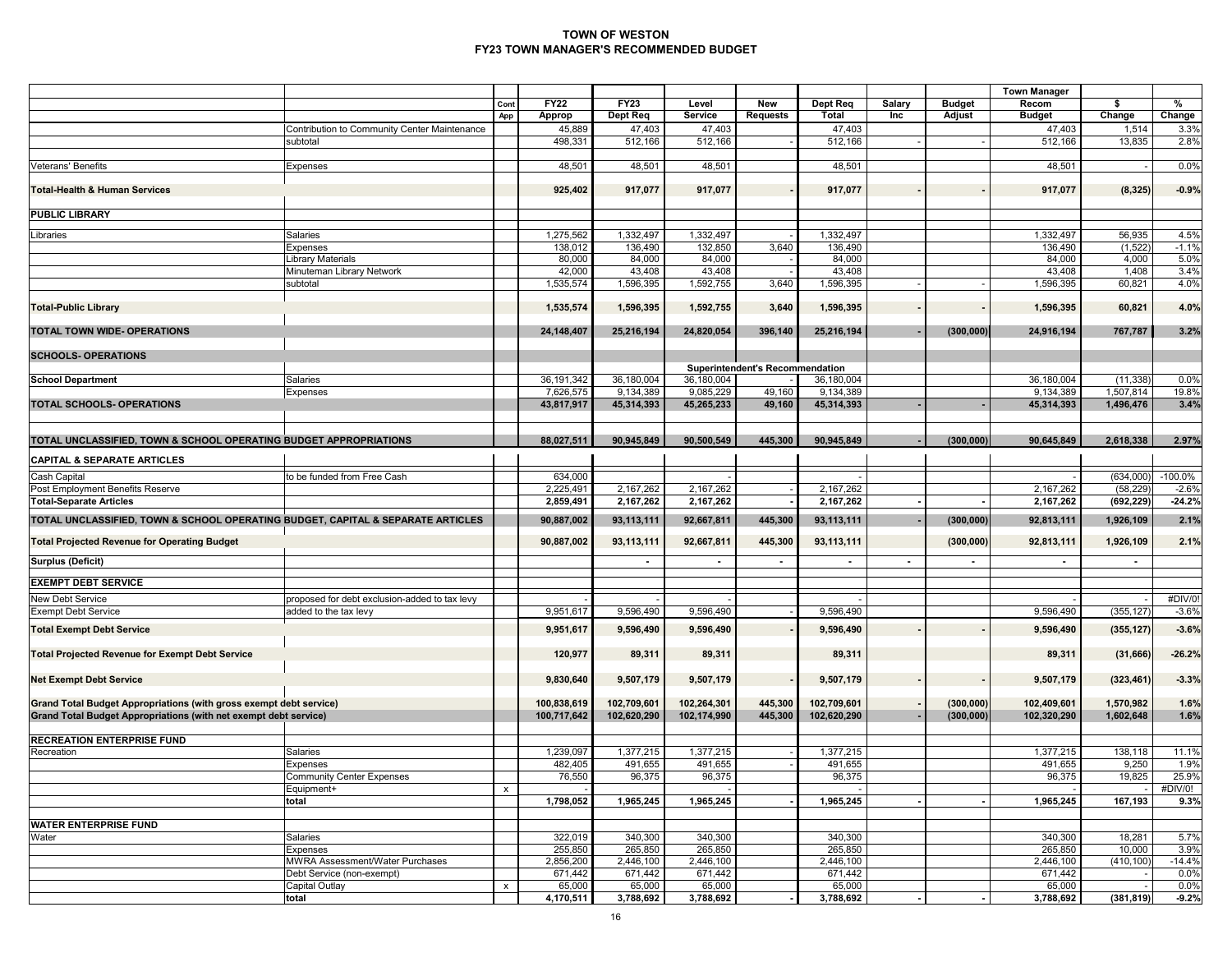# TOWN OF WESTON
## FY23 TOWN MANAGER'S RECOMMENDED BUDGET

| | | Cont App | FY22 Approp | FY23 Dept Req | Level Service | New Requests | Dept Req Total | Salary Inc | Budget Adjust | Town Manager Recom Budget | $ Change | % Change |
|---|---|---|---|---|---|---|---|---|---|---|---|---|
| | Contribution to Community Center Maintenance | | 45,889 | 47,403 | 47,403 | | 47,403 | | | 47,403 | 1,514 | 3.3% |
| | subtotal | | 498,331 | 512,166 | 512,166 | - | 512,166 | - | - | 512,166 | 13,835 | 2.8% |
| Veterans' Benefits | Expenses | | 48,501 | 48,501 | 48,501 | | 48,501 | | | 48,501 | - | 0.0% |
| **Total-Health & Human Services** | | | **925,402** | **917,077** | **917,077** | **-** | **917,077** | **-** | **-** | **917,077** | **(8,325)** | **-0.9%** |
| **PUBLIC LIBRARY** | | | | | | | | | | | | |
| Libraries | Salaries | | 1,275,562 | 1,332,497 | 1,332,497 | - | 1,332,497 | | | 1,332,497 | 56,935 | 4.5% |
| | Expenses | | 138,012 | 136,490 | 132,850 | 3,640 | 136,490 | | | 136,490 | (1,522) | -1.1% |
| | Library Materials | | 80,000 | 84,000 | 84,000 | - | 84,000 | | | 84,000 | 4,000 | 5.0% |
| | Minuteman Library Network | | 42,000 | 43,408 | 43,408 | - | 43,408 | | | 43,408 | 1,408 | 3.4% |
| | subtotal | | 1,535,574 | 1,596,395 | 1,592,755 | 3,640 | 1,596,395 | - | - | 1,596,395 | 60,821 | 4.0% |
| **Total-Public Library** | | | **1,535,574** | **1,596,395** | **1,592,755** | **3,640** | **1,596,395** | **-** | **-** | **1,596,395** | **60,821** | **4.0%** |
| **TOTAL TOWN WIDE- OPERATIONS** | | | **24,148,407** | **25,216,194** | **24,820,054** | **396,140** | **25,216,194** | **-** | **(300,000)** | **24,916,194** | **767,787** | **3.2%** |
| **SCHOOLS- OPERATIONS** | | | | | | | | | | | | |
| | | | | | **Superintendent's Recommendation** | | | | | | | |
| **School Department** | Salaries | | 36,191,342 | 36,180,004 | 36,180,004 | - | 36,180,004 | | | 36,180,004 | (11,338) | 0.0% |
| | Expenses | | 7,626,575 | 9,134,389 | 9,085,229 | 49,160 | 9,134,389 | | | 9,134,389 | 1,507,814 | 19.8% |
| **TOTAL SCHOOLS- OPERATIONS** | | | **43,817,917** | **45,314,393** | **45,265,233** | **49,160** | **45,314,393** | **-** | **-** | **45,314,393** | **1,496,476** | **3.4%** |
| **TOTAL UNCLASSIFIED, TOWN & SCHOOL OPERATING BUDGET APPROPRIATIONS** | | | **88,027,511** | **90,945,849** | **90,500,549** | **445,300** | **90,945,849** | **-** | **(300,000)** | **90,645,849** | **2,618,338** | **2.97%** |
| **CAPITAL & SEPARATE ARTICLES** | | | | | | | | | | | | |
| Cash Capital | to be funded from Free Cash | | 634,000 | | - | | - | | | - | (634,000) | -100.0% |
| Post Employment Benefits Reserve | | | 2,225,491 | 2,167,262 | 2,167,262 | - | 2,167,262 | | | 2,167,262 | (58,229) | -2.6% |
| **Total-Separate Articles** | | | **2,859,491** | **2,167,262** | **2,167,262** | **-** | **2,167,262** | **-** | **-** | **2,167,262** | **(692,229)** | **-24.2%** |
| **TOTAL UNCLASSIFIED, TOWN & SCHOOL OPERATING BUDGET, CAPITAL & SEPARATE ARTICLES** | | | **90,887,002** | **93,113,111** | **92,667,811** | **445,300** | **93,113,111** | **-** | **(300,000)** | **92,813,111** | **1,926,109** | **2.1%** |
| **Total Projected Revenue for Operating Budget** | | | **90,887,002** | **93,113,111** | **92,667,811** | **445,300** | **93,113,111** | | **(300,000)** | **92,813,111** | **1,926,109** | **2.1%** |
| **Surplus (Deficit)** | | | | - | - | - | - | - | - | - | - | |
| **EXEMPT DEBT SERVICE** | | | | | | | | | | | | |
| New Debt Service | proposed for debt exclusion-added to tax levy | | - | - | - | | - | | | - | - | #DIV/0! |
| Exempt Debt Service | added to the tax levy | | 9,951,617 | 9,596,490 | 9,596,490 | - | 9,596,490 | | | 9,596,490 | (355,127) | -3.6% |
| **Total Exempt Debt Service** | | | **9,951,617** | **9,596,490** | **9,596,490** | **-** | **9,596,490** | **-** | **-** | **9,596,490** | **(355,127)** | **-3.6%** |
| **Total Projected Revenue for Exempt Debt Service** | | | **120,977** | **89,311** | **89,311** | | **89,311** | | | **89,311** | **(31,666)** | **-26.2%** |
| **Net Exempt Debt Service** | | | **9,830,640** | **9,507,179** | **9,507,179** | **-** | **9,507,179** | **-** | **-** | **9,507,179** | **(323,461)** | **-3.3%** |
| **Grand Total Budget Appropriations (with gross exempt debt service)** | | | **100,838,619** | **102,709,601** | **102,264,301** | **445,300** | **102,709,601** | **-** | **(300,000)** | **102,409,601** | **1,570,982** | **1.6%** |
| **Grand Total Budget Appropriations (with net exempt debt service)** | | | **100,717,642** | **102,620,290** | **102,174,990** | **445,300** | **102,620,290** | **-** | **(300,000)** | **102,320,290** | **1,602,648** | **1.6%** |
| **RECREATION ENTERPRISE FUND** | | | | | | | | | | | | |
| Recreation | Salaries | | 1,239,097 | 1,377,215 | 1,377,215 | - | 1,377,215 | | | 1,377,215 | 138,118 | 11.1% |
| | Expenses | | 482,405 | 491,655 | 491,655 | - | 491,655 | | | 491,655 | 9,250 | 1.9% |
| | Community Center Expenses | | 76,550 | 96,375 | 96,375 | | 96,375 | | | 96,375 | 19,825 | 25.9% |
| | Equipment+ | x | - | | - | | - | | | - | - | #DIV/0! |
| | **total** | | **1,798,052** | **1,965,245** | **1,965,245** | **-** | **1,965,245** | **-** | **-** | **1,965,245** | **167,193** | **9.3%** |
| **WATER ENTERPRISE FUND** | | | | | | | | | | | | |
| Water | Salaries | | 322,019 | 340,300 | 340,300 | | 340,300 | | | 340,300 | 18,281 | 5.7% |
| | Expenses | | 255,850 | 265,850 | 265,850 | | 265,850 | | | 265,850 | 10,000 | 3.9% |
| | MWRA Assessment/Water Purchases | | 2,856,200 | 2,446,100 | 2,446,100 | | 2,446,100 | | | 2,446,100 | (410,100) | -14.4% |
| | Debt Service (non-exempt) | | 671,442 | 671,442 | 671,442 | | 671,442 | | | 671,442 | - | 0.0% |
| | Capital Outlay | x | 65,000 | 65,000 | 65,000 | | 65,000 | | | 65,000 | - | 0.0% |
| | **total** | | **4,170,511** | **3,788,692** | **3,788,692** | **-** | **3,788,692** | **-** | **-** | **3,788,692** | **(381,819)** | **-9.2%** |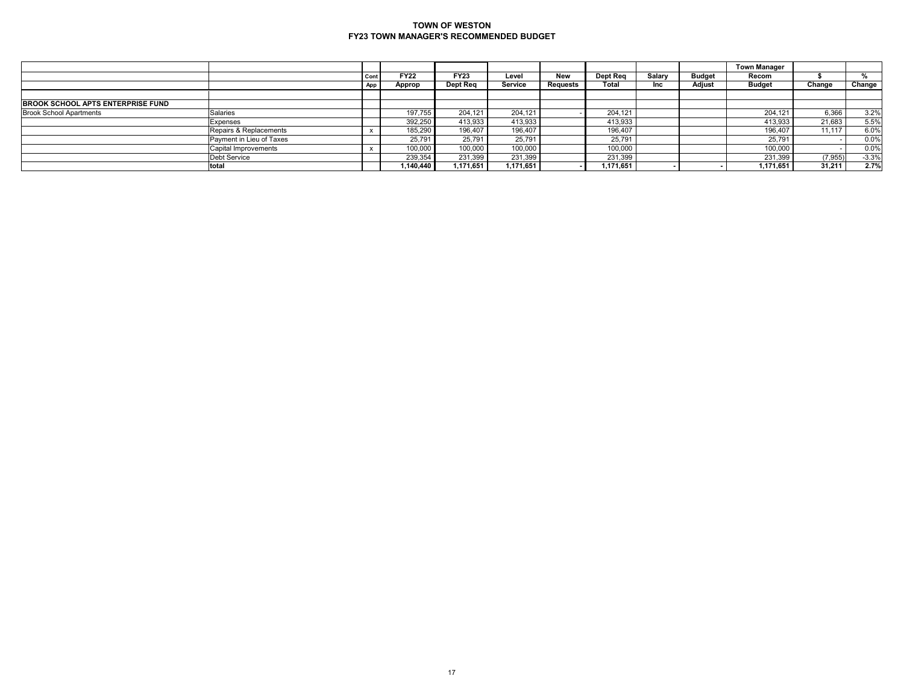# TOWN OF WESTON

## FY23 TOWN MANAGER'S RECOMMENDED BUDGET

| | | Cont App | FY22 Approp | FY23 Dept Req | Level Service | New Requests | Dept Req Total | Salary Inc | Budget Adjust | Town Manager Recom Budget | $ Change | % Change |
|---|---|---|---|---|---|---|---|---|---|---|---|---|
| **BROOK SCHOOL APTS ENTERPRISE FUND** | | | | | | | | | | | | |
| Brook School Apartments | Salaries | | 197,755 | 204,121 | 204,121 | - | 204,121 | | | 204,121 | 6,366 | 3.2% |
| | Expenses | | 392,250 | 413,933 | 413,933 | | 413,933 | | | 413,933 | 21,683 | 5.5% |
| | Repairs & Replacements | x | 185,290 | 196,407 | 196,407 | | 196,407 | | | 196,407 | 11,117 | 6.0% |
| | Payment in Lieu of Taxes | | 25,791 | 25,791 | 25,791 | | 25,791 | | | 25,791 | - | 0.0% |
| | Capital Improvements | x | 100,000 | 100,000 | 100,000 | | 100,000 | | | 100,000 | - | 0.0% |
| | Debt Service | | 239,354 | 231,399 | 231,399 | | 231,399 | | | 231,399 | (7,955) | -3.3% |
| | **total** | | **1,140,440** | **1,171,651** | **1,171,651** | **-** | **1,171,651** | **-** | **-** | **1,171,651** | **31,211** | **2.7%** |